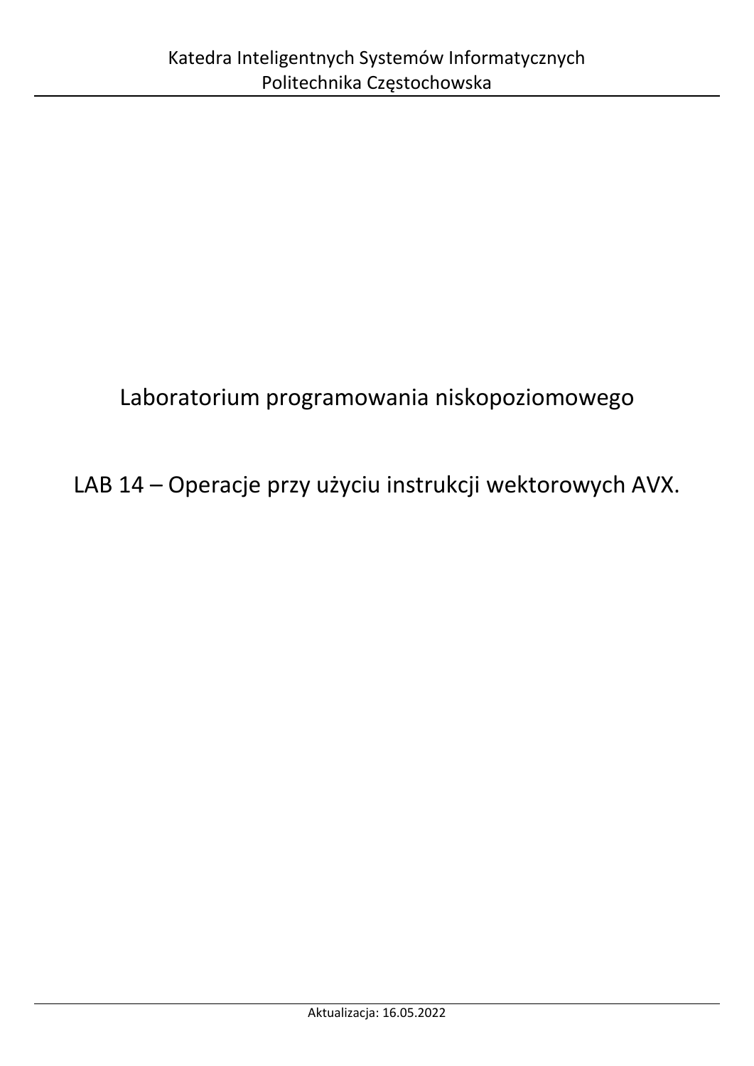Katedra Inteligentnych Systemów Informatycznych
Politechnika Częstochowska

# Laboratorium programowania niskopoziomowego

# LAB 14 – Operacje przy użyciu instrukcji wektorowych AVX.

Aktualizacja: 16.05.2022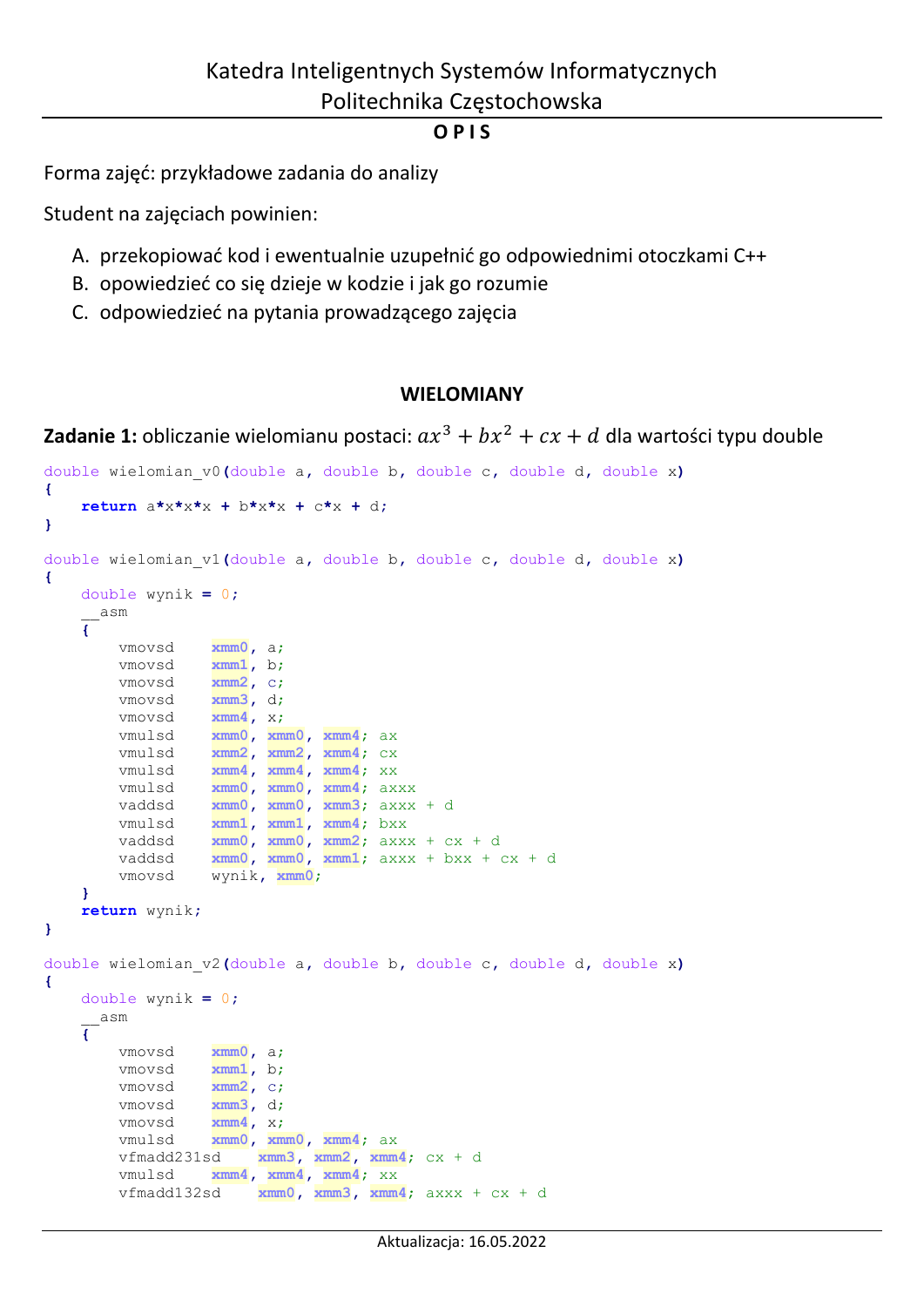# Katedra Inteligentnych Systemów Informatycznych
# Politechnika Częstochowska

## O P I S

Forma zajęć: przykładowe zadania do analizy

Student na zajęciach powinien:

A. przekopiować kod i ewentualnie uzupełnić go odpowiednimi otoczkami C++
B. opowiedzieć co się dzieje w kodzie i jak go rozumie
C. odpowiedzieć na pytania prowadzącego zajęcia

## WIELOMIANY

**Zadanie 1:** obliczanie wielomianu postaci: $ax^3 + bx^2 + cx + d$ dla wartości typu double

```
double wielomian_v0(double a, double b, double c, double d, double x)
{
    return a*x*x*x + b*x*x + c*x + d;
}

double wielomian_v1(double a, double b, double c, double d, double x)
{
    double wynik = 0;
    __asm
    {
        vmovsd    xmm0, a;
        vmovsd    xmm1, b;
        vmovsd    xmm2, c;
        vmovsd    xmm3, d;
        vmovsd    xmm4, x;
        vmulsd    xmm0, xmm0, xmm4; ax
        vmulsd    xmm2, xmm2, xmm4; cx
        vmulsd    xmm4, xmm4, xmm4; xx
        vmulsd    xmm0, xmm0, xmm4; axxx
        vaddsd    xmm0, xmm0, xmm3; axxx + d
        vmulsd    xmm1, xmm1, xmm4; bxx
        vaddsd    xmm0, xmm0, xmm2; axxx + cx + d
        vaddsd    xmm0, xmm0, xmm1; axxx + bxx + cx + d
        vmovsd    wynik, xmm0;
    }
    return wynik;
}

double wielomian_v2(double a, double b, double c, double d, double x)
{
    double wynik = 0;
    __asm
    {
        vmovsd    xmm0, a;
        vmovsd    xmm1, b;
        vmovsd    xmm2, c;
        vmovsd    xmm3, d;
        vmovsd    xmm4, x;
        vmulsd    xmm0, xmm0, xmm4; ax
        vfmadd231sd    xmm3, xmm2, xmm4; cx + d
        vmulsd    xmm4, xmm4, xmm4; xx
        vfmadd132sd    xmm0, xmm3, xmm4; axxx + cx + d
```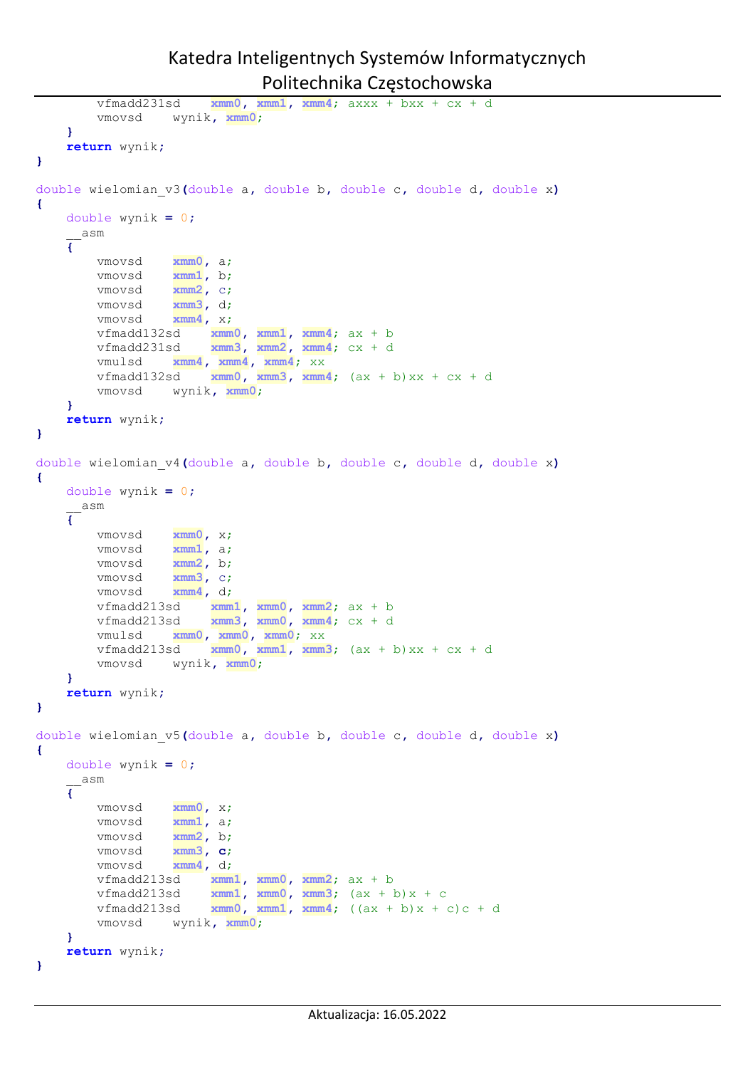```
        vfmadd231sd    xmm0, xmm1, xmm4; axxx + bxx + cx + d
        vmovsd    wynik, xmm0;
    }
    return wynik;
}

double wielomian_v3(double a, double b, double c, double d, double x)
{
    double wynik = 0;
    __asm
    {
        vmovsd    xmm0, a;
        vmovsd    xmm1, b;
        vmovsd    xmm2, c;
        vmovsd    xmm3, d;
        vmovsd    xmm4, x;
        vfmadd132sd    xmm0, xmm1, xmm4; ax + b
        vfmadd231sd    xmm3, xmm2, xmm4; cx + d
        vmulsd    xmm4, xmm4, xmm4; xx
        vfmadd132sd    xmm0, xmm3, xmm4; (ax + b)xx + cx + d
        vmovsd    wynik, xmm0;
    }
    return wynik;
}

double wielomian_v4(double a, double b, double c, double d, double x)
{
    double wynik = 0;
    __asm
    {
        vmovsd    xmm0, x;
        vmovsd    xmm1, a;
        vmovsd    xmm2, b;
        vmovsd    xmm3, c;
        vmovsd    xmm4, d;
        vfmadd213sd    xmm1, xmm0, xmm2; ax + b
        vfmadd213sd    xmm3, xmm0, xmm4; cx + d
        vmulsd    xmm0, xmm0, xmm0; xx
        vfmadd213sd    xmm0, xmm1, xmm3; (ax + b)xx + cx + d
        vmovsd    wynik, xmm0;
    }
    return wynik;
}

double wielomian_v5(double a, double b, double c, double d, double x)
{
    double wynik = 0;
    __asm
    {
        vmovsd    xmm0, x;
        vmovsd    xmm1, a;
        vmovsd    xmm2, b;
        vmovsd    xmm3, c;
        vmovsd    xmm4, d;
        vfmadd213sd    xmm1, xmm0, xmm2; ax + b
        vfmadd213sd    xmm1, xmm0, xmm3; (ax + b)x + c
        vfmadd213sd    xmm0, xmm1, xmm4; ((ax + b)x + c)c + d
        vmovsd    wynik, xmm0;
    }
    return wynik;
}
```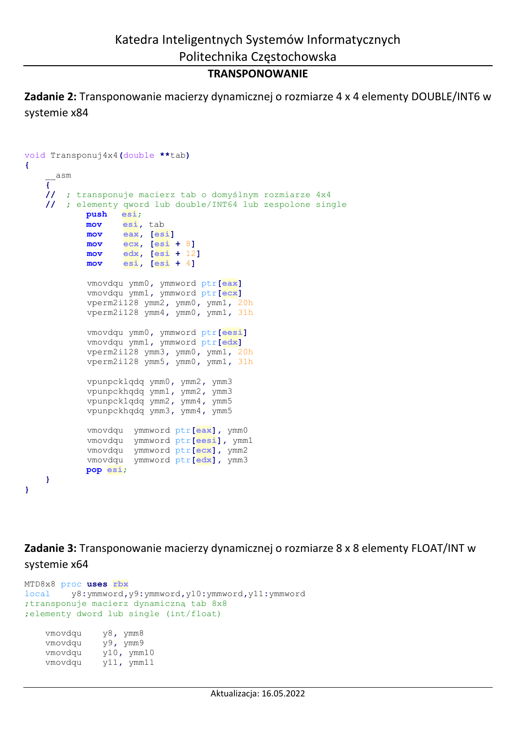## TRANSPONOWANIE

**Zadanie 2:** Transponowanie macierzy dynamicznej o rozmiarze 4 x 4 elementy DOUBLE/INT6 w systemie x84

```
void Transponuj4x4(double **tab)
{
    __asm
    {
    //  ; transponuje macierz tab o domyślnym rozmiarze 4x4
    //  ; elementy qword lub double/INT64 lub zespolone single
            push   esi;
            mov    esi, tab
            mov    eax, [esi]
            mov    ecx, [esi + 8]
            mov    edx, [esi + 12]
            mov    esi, [esi + 4]

            vmovdqu ymm0, ymmword ptr[eax]
            vmovdqu ymm1, ymmword ptr[ecx]
            vperm2i128 ymm2, ymm0, ymm1, 20h
            vperm2i128 ymm4, ymm0, ymm1, 31h

            vmovdqu ymm0, ymmword ptr[eesi]
            vmovdqu ymm1, ymmword ptr[edx]
            vperm2i128 ymm3, ymm0, ymm1, 20h
            vperm2i128 ymm5, ymm0, ymm1, 31h

            vpunpcklqdq ymm0, ymm2, ymm3
            vpunpckhqdq ymm1, ymm2, ymm3
            vpunpcklqdq ymm2, ymm4, ymm5
            vpunpckhqdq ymm3, ymm4, ymm5

            vmovdqu  ymmword ptr[eax], ymm0
            vmovdqu  ymmword ptr[eesi], ymm1
            vmovdqu  ymmword ptr[ecx], ymm2
            vmovdqu  ymmword ptr[edx], ymm3
            pop esi;
    }
}
```

**Zadanie 3:** Transponowanie macierzy dynamicznej o rozmiarze 8 x 8 elementy FLOAT/INT w systemie x64

```
MTD8x8 proc uses rbx
local     y8:ymmword,y9:ymmword,y10:ymmword,y11:ymmword
;transponuje macierz dynamiczną tab 8x8
;elementy dword lub single (int/float)

    vmovdqu    y8, ymm8
    vmovdqu    y9, ymm9
    vmovdqu    y10, ymm10
    vmovdqu    y11, ymm11
```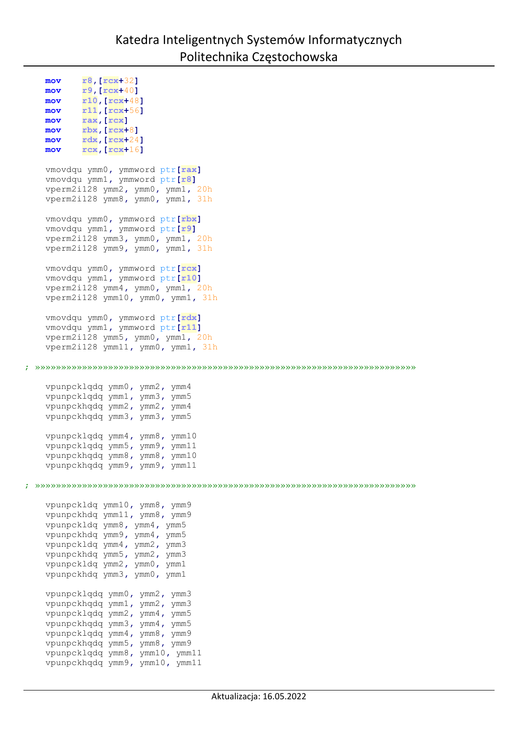```
    mov     r8,[rcx+32]
    mov     r9,[rcx+40]
    mov     r10,[rcx+48]
    mov     r11,[rcx+56]
    mov     rax,[rcx]
    mov     rbx,[rcx+8]
    mov     rdx,[rcx+24]
    mov     rcx,[rcx+16]

    vmovdqu ymm0, ymmword ptr[rax]
    vmovdqu ymm1, ymmword ptr[r8]
    vperm2i128 ymm2, ymm0, ymm1, 20h
    vperm2i128 ymm8, ymm0, ymm1, 31h

    vmovdqu ymm0, ymmword ptr[rbx]
    vmovdqu ymm1, ymmword ptr[r9]
    vperm2i128 ymm3, ymm0, ymm1, 20h
    vperm2i128 ymm9, ymm0, ymm1, 31h

    vmovdqu ymm0, ymmword ptr[rcx]
    vmovdqu ymm1, ymmword ptr[r10]
    vperm2i128 ymm4, ymm0, ymm1, 20h
    vperm2i128 ymm10, ymm0, ymm1, 31h

    vmovdqu ymm0, ymmword ptr[rdx]
    vmovdqu ymm1, ymmword ptr[r11]
    vperm2i128 ymm5, ymm0, ymm1, 20h
    vperm2i128 ymm11, ymm0, ymm1, 31h

; »»»»»»»»»»»»»»»»»»»»»»»»»»»»»»»»»»»»»»»»»»»»»»»»»»»»»»»»»»»»»»»»»»»»»»»»»»»»

    vpunpcklqdq ymm0, ymm2, ymm4
    vpunpcklqdq ymm1, ymm3, ymm5
    vpunpckhqdq ymm2, ymm2, ymm4
    vpunpckhqdq ymm3, ymm3, ymm5

    vpunpcklqdq ymm4, ymm8, ymm10
    vpunpcklqdq ymm5, ymm9, ymm11
    vpunpckhqdq ymm8, ymm8, ymm10
    vpunpckhqdq ymm9, ymm9, ymm11

; »»»»»»»»»»»»»»»»»»»»»»»»»»»»»»»»»»»»»»»»»»»»»»»»»»»»»»»»»»»»»»»»»»»»»»»»»»»»

    vpunpckldq ymm10, ymm8, ymm9
    vpunpckhdq ymm11, ymm8, ymm9
    vpunpckldq ymm8, ymm4, ymm5
    vpunpckhdq ymm9, ymm4, ymm5
    vpunpckldq ymm4, ymm2, ymm3
    vpunpckhdq ymm5, ymm2, ymm3
    vpunpckldq ymm2, ymm0, ymm1
    vpunpckhdq ymm3, ymm0, ymm1

    vpunpcklqdq ymm0, ymm2, ymm3
    vpunpckhqdq ymm1, ymm2, ymm3
    vpunpcklqdq ymm2, ymm4, ymm5
    vpunpckhqdq ymm3, ymm4, ymm5
    vpunpcklqdq ymm4, ymm8, ymm9
    vpunpckhqdq ymm5, ymm8, ymm9
    vpunpcklqdq ymm8, ymm10, ymm11
    vpunpckhqdq ymm9, ymm10, ymm11
```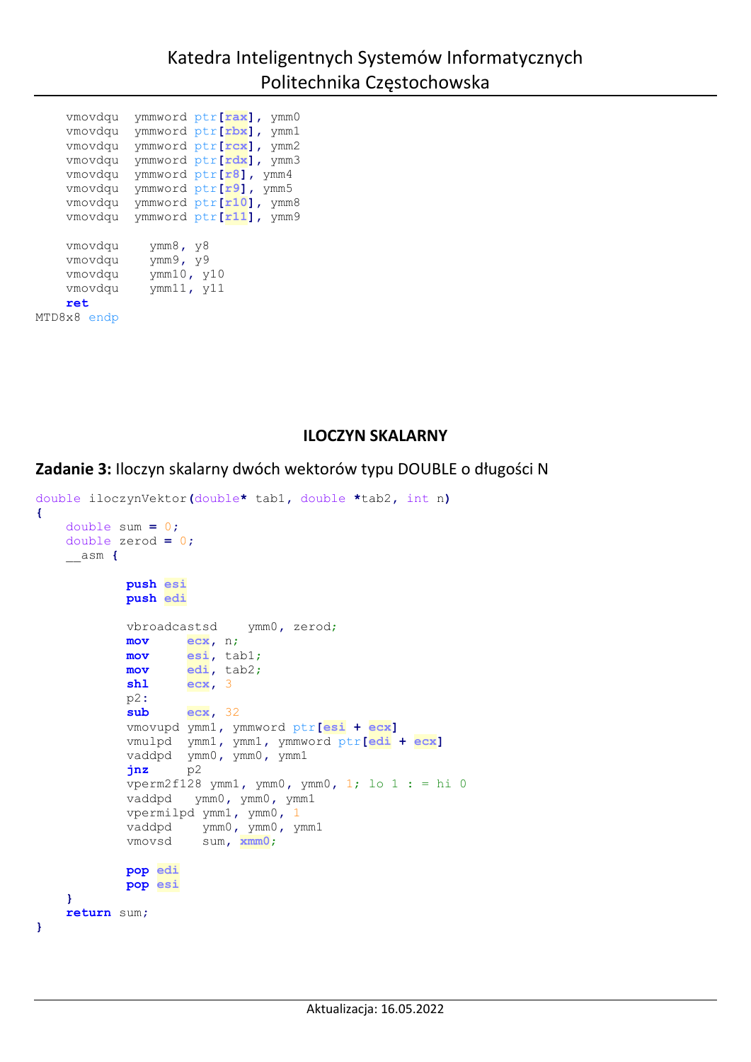```
    vmovdqu  ymmword ptr[rax], ymm0
    vmovdqu  ymmword ptr[rbx], ymm1
    vmovdqu  ymmword ptr[rcx], ymm2
    vmovdqu  ymmword ptr[rdx], ymm3
    vmovdqu  ymmword ptr[r8], ymm4
    vmovdqu  ymmword ptr[r9], ymm5
    vmovdqu  ymmword ptr[r10], ymm8
    vmovdqu  ymmword ptr[r11], ymm9

    vmovdqu    ymm8, y8
    vmovdqu    ymm9, y9
    vmovdqu    ymm10, y10
    vmovdqu    ymm11, y11
    ret
MTD8x8 endp
```

## ILOCZYN SKALARNY

**Zadanie 3:** Iloczyn skalarny dwóch wektorów typu DOUBLE o długości N

```
double iloczynVektor(double* tab1, double *tab2, int n)
{
    double sum = 0;
    double zerod = 0;
    __asm {

            push esi
            push edi

            vbroadcastsd    ymm0, zerod;
            mov     ecx, n;
            mov     esi, tab1;
            mov     edi, tab2;
            shl     ecx, 3
            p2:
            sub     ecx, 32
            vmovupd ymm1, ymmword ptr[esi + ecx]
            vmulpd  ymm1, ymm1, ymmword ptr[edi + ecx]
            vaddpd  ymm0, ymm0, ymm1
            jnz     p2
            vperm2f128 ymm1, ymm0, ymm0, 1; lo 1 : = hi 0
            vaddpd   ymm0, ymm0, ymm1
            vpermilpd ymm1, ymm0, 1
            vaddpd    ymm0, ymm0, ymm1
            vmovsd    sum, xmm0;

            pop edi
            pop esi
    }
    return sum;
}
```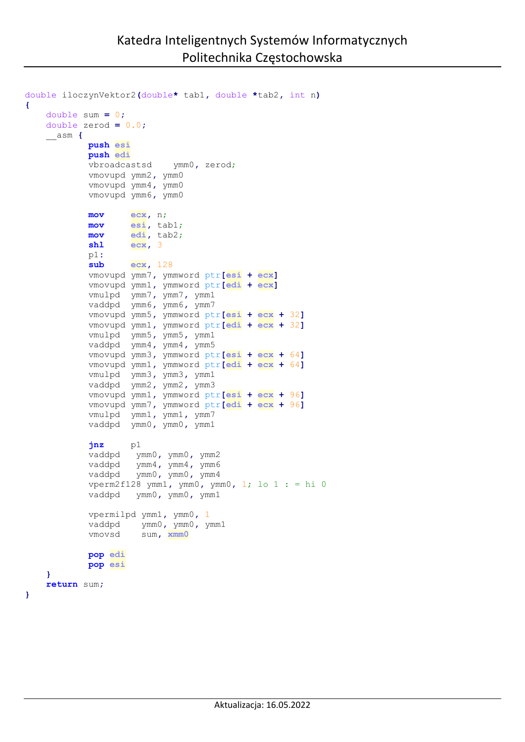```
double iloczynVektor2(double* tab1, double *tab2, int n)
{
    double sum = 0;
    double zerod = 0.0;
    __asm {
            push esi
            push edi
            vbroadcastsd    ymm0, zerod;
            vmovupd ymm2, ymm0
            vmovupd ymm4, ymm0
            vmovupd ymm6, ymm0

            mov     ecx, n;
            mov     esi, tab1;
            mov     edi, tab2;
            shl     ecx, 3
            p1:
            sub     ecx, 128
            vmovupd ymm7, ymmword ptr[esi + ecx]
            vmovupd ymm1, ymmword ptr[edi + ecx]
            vmulpd  ymm7, ymm7, ymm1
            vaddpd  ymm6, ymm6, ymm7
            vmovupd ymm5, ymmword ptr[esi + ecx + 32]
            vmovupd ymm1, ymmword ptr[edi + ecx + 32]
            vmulpd  ymm5, ymm5, ymm1
            vaddpd  ymm4, ymm4, ymm5
            vmovupd ymm3, ymmword ptr[esi + ecx + 64]
            vmovupd ymm1, ymmword ptr[edi + ecx + 64]
            vmulpd  ymm3, ymm3, ymm1
            vaddpd  ymm2, ymm2, ymm3
            vmovupd ymm1, ymmword ptr[esi + ecx + 96]
            vmovupd ymm7, ymmword ptr[edi + ecx + 96]
            vmulpd  ymm1, ymm1, ymm7
            vaddpd  ymm0, ymm0, ymm1

            jnz     p1
            vaddpd   ymm0, ymm0, ymm2
            vaddpd   ymm4, ymm4, ymm6
            vaddpd   ymm0, ymm0, ymm4
            vperm2f128 ymm1, ymm0, ymm0, 1; lo 1 : = hi 0
            vaddpd   ymm0, ymm0, ymm1

            vpermilpd ymm1, ymm0, 1
            vaddpd    ymm0, ymm0, ymm1
            vmovsd    sum, xmm0

            pop edi
            pop esi
    }
    return sum;
}
```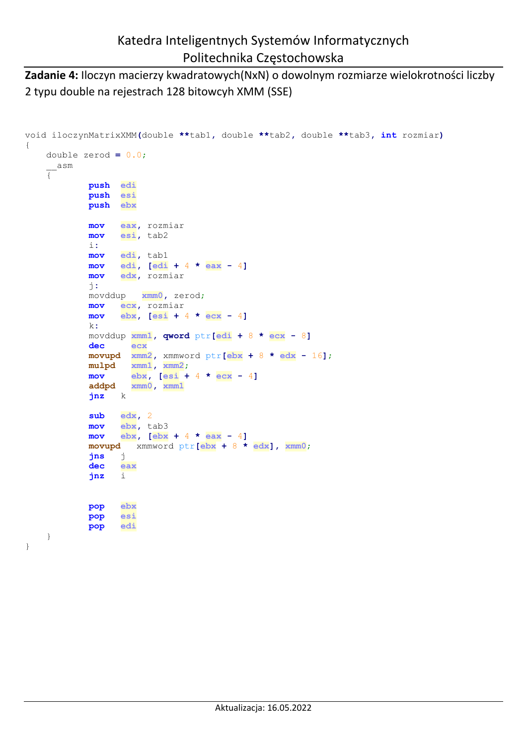Katedra Inteligentnych Systemów Informatycznych
Politechnika Częstochowska

**Zadanie 4:** Iloczyn macierzy kwadratowych(NxN) o dowolnym rozmiarze wielokrotności liczby 2 typu double na rejestrach 128 bitowcyh XMM (SSE)

```
void iloczynMatrixXMM(double **tab1, double **tab2, double **tab3, int rozmiar)
{
    double zerod = 0.0;
    __asm
    {
            push  edi
            push  esi
            push  ebx

            mov   eax, rozmiar
            mov   esi, tab2
            i:
            mov   edi, tab1
            mov   edi, [edi + 4 * eax - 4]
            mov   edx, rozmiar
            j:
            movddup   xmm0, zerod;
            mov   ecx, rozmiar
            mov   ebx, [esi + 4 * ecx - 4]
            k:
            movddup xmm1, qword ptr[edi + 8 * ecx - 8]
            dec     ecx
            movupd  xmm2, xmmword ptr[ebx + 8 * edx - 16];
            mulpd   xmm1, xmm2;
            mov     ebx, [esi + 4 * ecx - 4]
            addpd   xmm0, xmm1
            jnz   k

            sub   edx, 2
            mov   ebx, tab3
            mov   ebx, [ebx + 4 * eax - 4]
            movupd   xmmword ptr[ebx + 8 * edx], xmm0;
            jns   j
            dec   eax
            jnz   i


            pop   ebx
            pop   esi
            pop   edi
    }
}
```

Aktualizacja: 16.05.2022